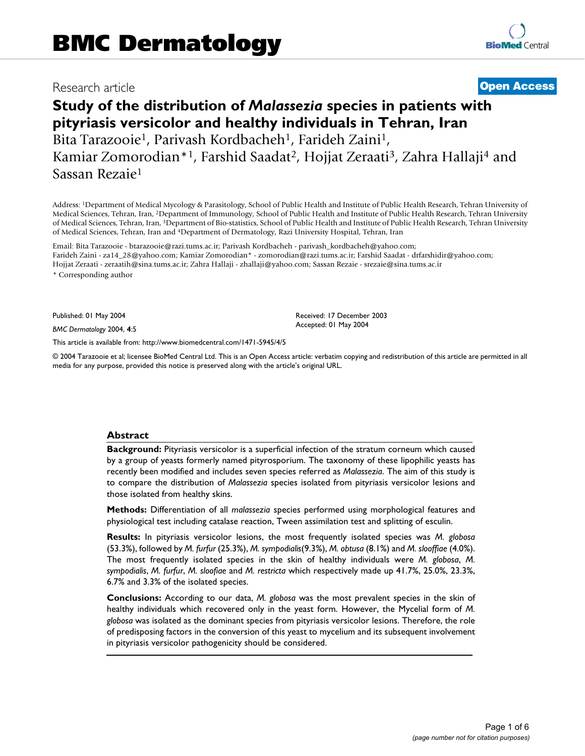BMC Dermatology

Research article **Open Access**

# Study of the distribution of *Malassezia* species in patients with pityriasis versicolor and healthy individuals in Tehran, Iran

Bita Tarazooie[1], Parivash Kordbacheh[1], Farideh Zaini[1], Kamiar Zomorodian*[1], Farshid Saadat[2], Hojjat Zeraati[3], Zahra Hallaji[4] and Sassan Rezaie[1]

Address: [1]Department of Medical Mycology & Parasitology, School of Public Health and Institute of Public Health Research, Tehran University of Medical Sciences, Tehran, Iran, [2]Department of Immunology, School of Public Health and Institute of Public Health Research, Tehran University of Medical Sciences, Tehran, Iran, [3]Department of Bio-statistics, School of Public Health and Institute of Public Health Research, Tehran University of Medical Sciences, Tehran, Iran and [4]Department of Dermatology, Razi University Hospital, Tehran, Iran

Email: Bita Tarazooie - btarazooie@razi.tums.ac.ir; Parivash Kordbacheh - parivash_kordbacheh@yahoo.com; Farideh Zaini - za14_28@yahoo.com; Kamiar Zomorodian* - zomorodian@razi.tums.ac.ir; Farshid Saadat - drfarshidir@yahoo.com; Hojjat Zeraati - zeraatih@sina.tums.ac.ir; Zahra Hallaji - zhallaji@yahoo.com; Sassan Rezaie - srezaie@sina.tums.ac.ir

\* Corresponding author

Published: 01 May 2004

*BMC Dermatology* 2004, **4**:5

Received: 17 December 2003
Accepted: 01 May 2004

This article is available from: http://www.biomedcentral.com/1471-5945/4/5

© 2004 Tarazooie et al; licensee BioMed Central Ltd. This is an Open Access article: verbatim copying and redistribution of this article are permitted in all media for any purpose, provided this notice is preserved along with the article's original URL.

## Abstract

**Background:** Pityriasis versicolor is a superficial infection of the stratum corneum which caused by a group of yeasts formerly named pityrosporium. The taxonomy of these lipophilic yeasts has recently been modified and includes seven species referred as *Malassezia*. The aim of this study is to compare the distribution of *Malassezia* species isolated from pityriasis versicolor lesions and those isolated from healthy skins.

**Methods:** Differentiation of all *malassezia* species performed using morphological features and physiological test including catalase reaction, Tween assimilation test and splitting of esculin.

**Results:** In pityriasis versicolor lesions, the most frequently isolated species was *M. globosa* (53.3%), followed by *M. furfur* (25.3%), *M. sympodialis*(9.3%), *M. obtusa* (8.1%) and *M. slooffiae* (4.0%). The most frequently isolated species in the skin of healthy individuals were *M. globosa*, *M. sympodialis*, *M. furfur*, *M. sloofiae* and *M. restricta* which respectively made up 41.7%, 25.0%, 23.3%, 6.7% and 3.3% of the isolated species.

**Conclusions:** According to our data, *M. globosa* was the most prevalent species in the skin of healthy individuals which recovered only in the yeast form. However, the Mycelial form of *M. globosa* was isolated as the dominant species from pityriasis versicolor lesions. Therefore, the role of predisposing factors in the conversion of this yeast to mycelium and its subsequent involvement in pityriasis versicolor pathogenicity should be considered.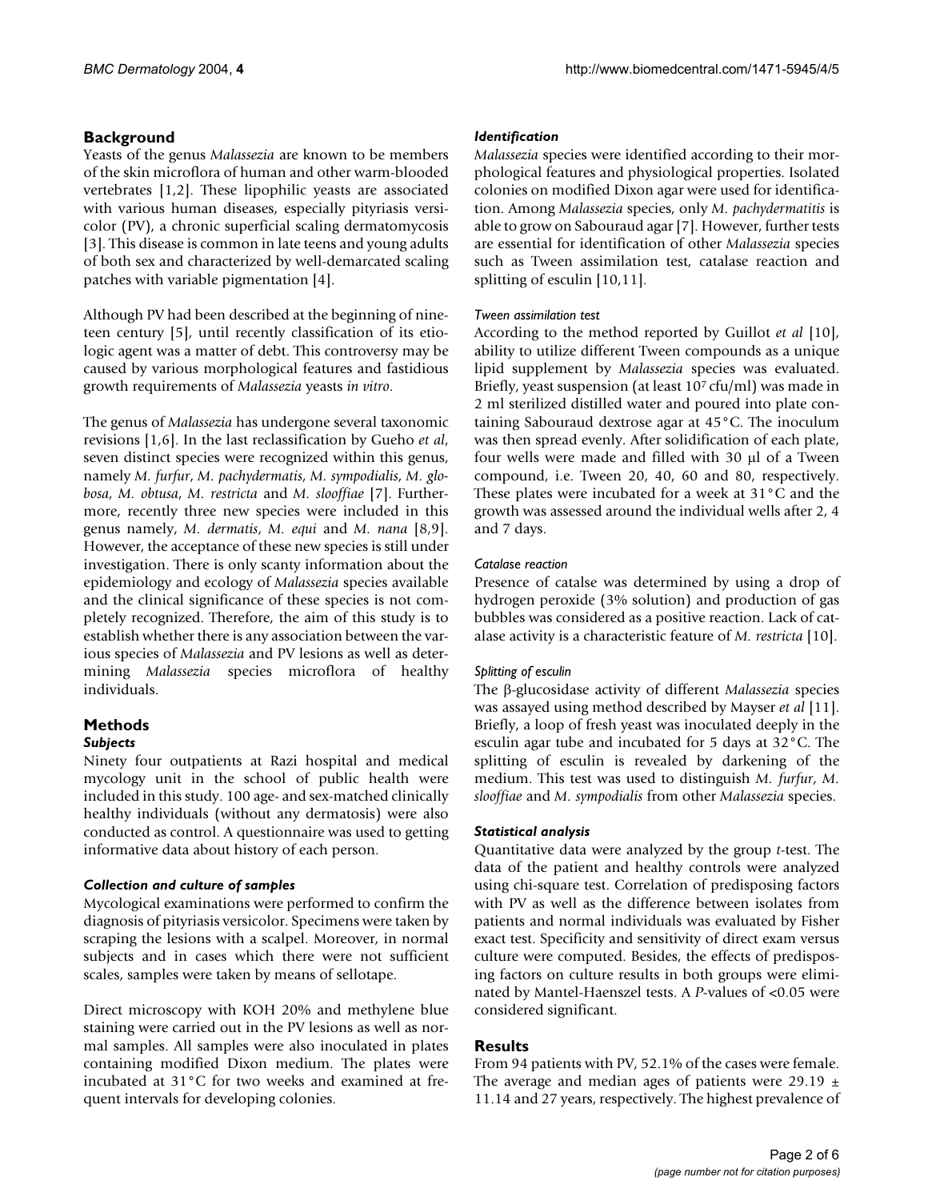## Background

Yeasts of the genus *Malassezia* are known to be members of the skin microflora of human and other warm-blooded vertebrates [1,2]. These lipophilic yeasts are associated with various human diseases, especially pityriasis versicolor (PV), a chronic superficial scaling dermatomycosis [3]. This disease is common in late teens and young adults of both sex and characterized by well-demarcated scaling patches with variable pigmentation [4].

Although PV had been described at the beginning of nineteen century [5], until recently classification of its etiologic agent was a matter of debt. This controversy may be caused by various morphological features and fastidious growth requirements of *Malassezia* yeasts *in vitro*.

The genus of *Malassezia* has undergone several taxonomic revisions [1,6]. In the last reclassification by Gueho *et al*, seven distinct species were recognized within this genus, namely *M. furfur*, *M. pachydermatis*, *M. sympodialis*, *M. globosa*, *M. obtusa*, *M. restricta* and *M. slooffiae* [7]. Furthermore, recently three new species were included in this genus namely, *M. dermatis*, *M. equi* and *M. nana* [8,9]. However, the acceptance of these new species is still under investigation. There is only scanty information about the epidemiology and ecology of *Malassezia* species available and the clinical significance of these species is not completely recognized. Therefore, the aim of this study is to establish whether there is any association between the various species of *Malassezia* and PV lesions as well as determining *Malassezia* species microflora of healthy individuals.

## Methods

### Subjects

Ninety four outpatients at Razi hospital and medical mycology unit in the school of public health were included in this study. 100 age- and sex-matched clinically healthy individuals (without any dermatosis) were also conducted as control. A questionnaire was used to getting informative data about history of each person.

### Collection and culture of samples

Mycological examinations were performed to confirm the diagnosis of pityriasis versicolor. Specimens were taken by scraping the lesions with a scalpel. Moreover, in normal subjects and in cases which there were not sufficient scales, samples were taken by means of sellotape.

Direct microscopy with KOH 20% and methylene blue staining were carried out in the PV lesions as well as normal samples. All samples were also inoculated in plates containing modified Dixon medium. The plates were incubated at 31°C for two weeks and examined at frequent intervals for developing colonies.

### Identification

*Malassezia* species were identified according to their morphological features and physiological properties. Isolated colonies on modified Dixon agar were used for identification. Among *Malassezia* species, only *M. pachydermatitis* is able to grow on Sabouraud agar [7]. However, further tests are essential for identification of other *Malassezia* species such as Tween assimilation test, catalase reaction and splitting of esculin [10,11].

#### Tween assimilation test

According to the method reported by Guillot *et al* [10], ability to utilize different Tween compounds as a unique lipid supplement by *Malassezia* species was evaluated. Briefly, yeast suspension (at least $10^7$ cfu/ml) was made in 2 ml sterilized distilled water and poured into plate containing Sabouraud dextrose agar at 45°C. The inoculum was then spread evenly. After solidification of each plate, four wells were made and filled with 30 μl of a Tween compound, i.e. Tween 20, 40, 60 and 80, respectively. These plates were incubated for a week at 31°C and the growth was assessed around the individual wells after 2, 4 and 7 days.

#### Catalase reaction

Presence of catalase was determined by using a drop of hydrogen peroxide (3% solution) and production of gas bubbles was considered as a positive reaction. Lack of catalase activity is a characteristic feature of *M. restricta* [10].

#### Splitting of esculin

The β-glucosidase activity of different *Malassezia* species was assayed using method described by Mayser *et al* [11]. Briefly, a loop of fresh yeast was inoculated deeply in the esculin agar tube and incubated for 5 days at 32°C. The splitting of esculin is revealed by darkening of the medium. This test was used to distinguish *M. furfur*, *M. slooffiae* and *M. sympodialis* from other *Malassezia* species.

### Statistical analysis

Quantitative data were analyzed by the group *t*-test. The data of the patient and healthy controls were analyzed using chi-square test. Correlation of predisposing factors with PV as well as the difference between isolates from patients and normal individuals was evaluated by Fisher exact test. Specificity and sensitivity of direct exam versus culture were computed. Besides, the effects of predisposing factors on culture results in both groups were eliminated by Mantel-Haenszel tests. A *P*-values of <0.05 were considered significant.

## Results

From 94 patients with PV, 52.1% of the cases were female. The average and median ages of patients were 29.19 ± 11.14 and 27 years, respectively. The highest prevalence of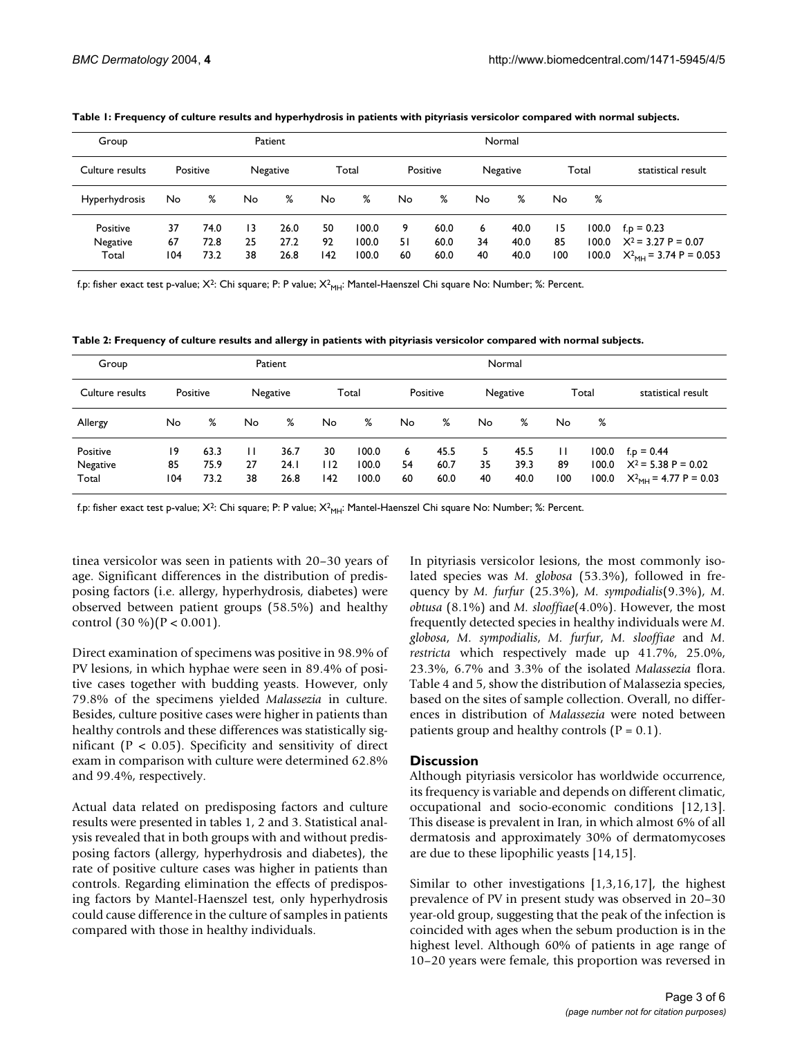**Table 1: Frequency of culture results and hyperhydrosis in patients with pityriasis versicolor compared with normal subjects.**

| Group | Patient | | | | | | Normal | | | | | | |
|---|---|---|---|---|---|---|---|---|---|---|---|---|---|
| Culture results | Positive | | Negative | | Total | | Positive | | Negative | | Total | | statistical result |
| Hyperhydrosis | No | % | No | % | No | % | No | % | No | % | No | % | |
| Positive | 37 | 74.0 | 13 | 26.0 | 50 | 100.0 | 9 | 60.0 | 6 | 40.0 | 15 | 100.0 | f.p = 0.23 |
| Negative | 67 | 72.8 | 25 | 27.2 | 92 | 100.0 | 51 | 60.0 | 34 | 40.0 | 85 | 100.0 | $X^2$ = 3.27 P = 0.07 |
| Total | 104 | 73.2 | 38 | 26.8 | 142 | 100.0 | 60 | 60.0 | 40 | 40.0 | 100 | 100.0 | $X^2_{MH}$ = 3.74 P = 0.053 |

f.p: fisher exact test p-value; $X^2$: Chi square; P: P value; $X^2_{MH}$: Mantel-Haenszel Chi square No: Number; %: Percent.

**Table 2: Frequency of culture results and allergy in patients with pityriasis versicolor compared with normal subjects.**

| Group | Patient | | | | | | Normal | | | | | | |
|---|---|---|---|---|---|---|---|---|---|---|---|---|---|
| Culture results | Positive | | Negative | | Total | | Positive | | Negative | | Total | | statistical result |
| Allergy | No | % | No | % | No | % | No | % | No | % | No | % | |
| Positive | 19 | 63.3 | 11 | 36.7 | 30 | 100.0 | 6 | 45.5 | 5 | 45.5 | 11 | 100.0 | f.p = 0.44 |
| Negative | 85 | 75.9 | 27 | 24.1 | 112 | 100.0 | 54 | 60.7 | 35 | 39.3 | 89 | 100.0 | $X^2$ = 5.38 P = 0.02 |
| Total | 104 | 73.2 | 38 | 26.8 | 142 | 100.0 | 60 | 60.0 | 40 | 40.0 | 100 | 100.0 | $X^2_{MH}$ = 4.77 P = 0.03 |

f.p: fisher exact test p-value; $X^2$: Chi square; P: P value; $X^2_{MH}$: Mantel-Haenszel Chi square No: Number; %: Percent.

tinea versicolor was seen in patients with 20–30 years of age. Significant differences in the distribution of predisposing factors (i.e. allergy, hyperhydrosis, diabetes) were observed between patient groups (58.5%) and healthy control (30 %)($P < 0.001$).

Direct examination of specimens was positive in 98.9% of PV lesions, in which hyphae were seen in 89.4% of positive cases together with budding yeasts. However, only 79.8% of the specimens yielded *Malassezia* in culture. Besides, culture positive cases were higher in patients than healthy controls and these differences was statistically significant ($P < 0.05$). Specificity and sensitivity of direct exam in comparison with culture were determined 62.8% and 99.4%, respectively.

Actual data related on predisposing factors and culture results were presented in tables 1, 2 and 3. Statistical analysis revealed that in both groups with and without predisposing factors (allergy, hyperhydrosis and diabetes), the rate of positive culture cases was higher in patients than controls. Regarding elimination the effects of predisposing factors by Mantel-Haenszel test, only hyperhydrosis could cause difference in the culture of samples in patients compared with those in healthy individuals.

In pityriasis versicolor lesions, the most commonly isolated species was *M. globosa* (53.3%), followed in frequency by *M. furfur* (25.3%), *M. sympodialis*(9.3%), *M. obtusa* (8.1%) and *M. slooffiae*(4.0%). However, the most frequently detected species in healthy individuals were *M. globosa*, *M. sympodialis*, *M. furfur*, *M. slooffiae* and *M. restricta* which respectively made up 41.7%, 25.0%, 23.3%, 6.7% and 3.3% of the isolated *Malassezia* flora. Table 4 and 5, show the distribution of Malassezia species, based on the sites of sample collection. Overall, no differences in distribution of *Malassezia* were noted between patients group and healthy controls ($P = 0.1$).

## Discussion

Although pityriasis versicolor has worldwide occurrence, its frequency is variable and depends on different climatic, occupational and socio-economic conditions [12,13]. This disease is prevalent in Iran, in which almost 6% of all dermatosis and approximately 30% of dermatomycoses are due to these lipophilic yeasts [14,15].

Similar to other investigations [1,3,16,17], the highest prevalence of PV in present study was observed in 20–30 year-old group, suggesting that the peak of the infection is coincided with ages when the sebum production is in the highest level. Although 60% of patients in age range of 10–20 years were female, this proportion was reversed in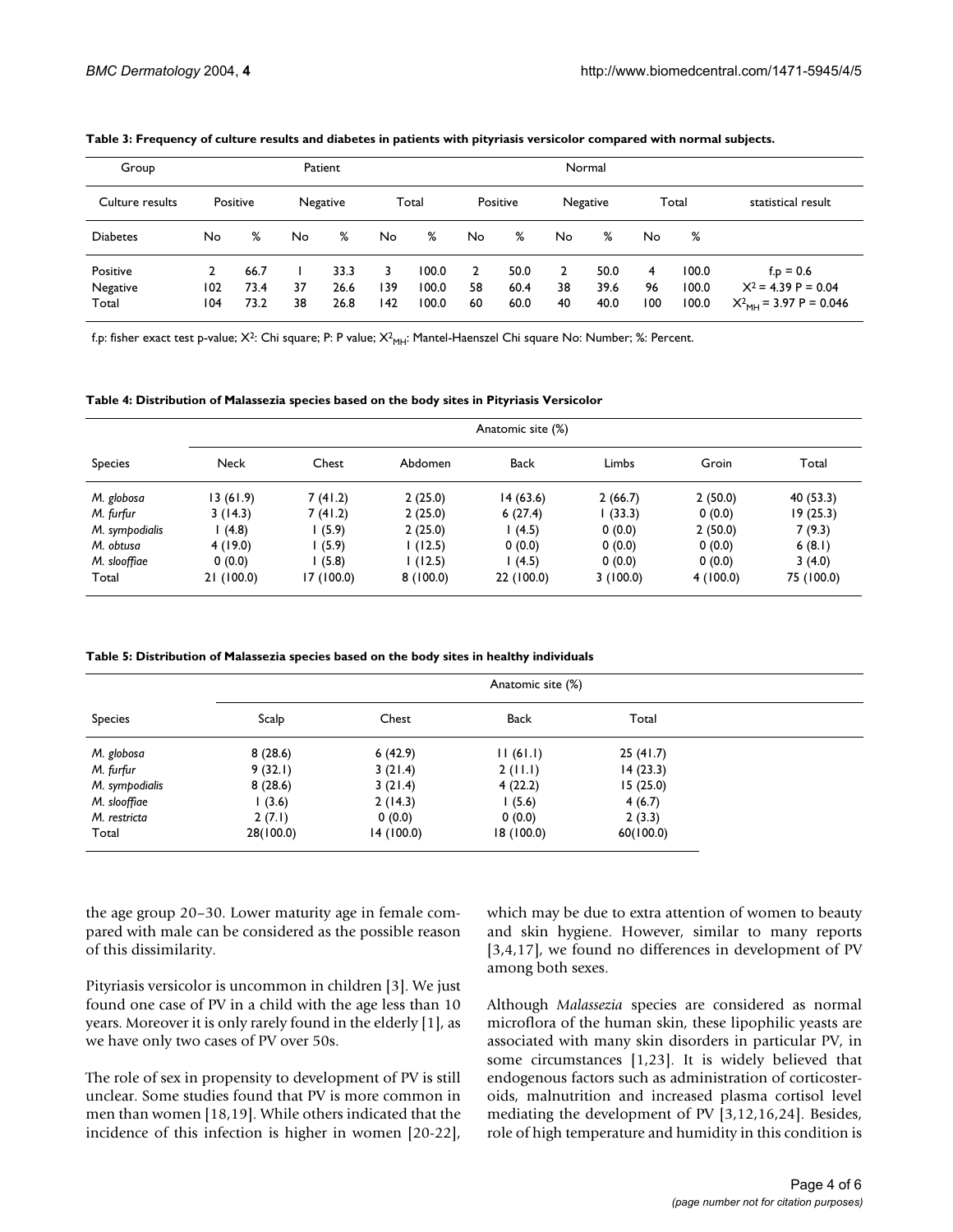**Table 3: Frequency of culture results and diabetes in patients with pityriasis versicolor compared with normal subjects.**

| Group | Patient | | | | | | Normal | | | | | | |
|---|---|---|---|---|---|---|---|---|---|---|---|---|---|
| Culture results | Positive | | Negative | | Total | | Positive | | Negative | | Total | | statistical result |
| Diabetes | No | % | No | % | No | % | No | % | No | % | No | % | |
| Positive | 2 | 66.7 | 1 | 33.3 | 3 | 100.0 | 2 | 50.0 | 2 | 50.0 | 4 | 100.0 | f.p = 0.6 |
| Negative | 102 | 73.4 | 37 | 26.6 | 139 | 100.0 | 58 | 60.4 | 38 | 39.6 | 96 | 100.0 | $X^2$ = 4.39 P = 0.04 |
| Total | 104 | 73.2 | 38 | 26.8 | 142 | 100.0 | 60 | 60.0 | 40 | 40.0 | 100 | 100.0 | $X^2_{MH}$ = 3.97 P = 0.046 |

f.p: fisher exact test p-value; $X^2$: Chi square; P: P value; $X^2_{MH}$: Mantel-Haenszel Chi square No: Number; %: Percent.

**Table 4: Distribution of Malassezia species based on the body sites in Pityriasis Versicolor**

| Species | Anatomic site (%) | | | | | | |
|---|---|---|---|---|---|---|---|
| | Neck | Chest | Abdomen | Back | Limbs | Groin | Total |
| *M. globosa* | 13 (61.9) | 7 (41.2) | 2 (25.0) | 14 (63.6) | 2 (66.7) | 2 (50.0) | 40 (53.3) |
| *M. furfur* | 3 (14.3) | 7 (41.2) | 2 (25.0) | 6 (27.4) | 1 (33.3) | 0 (0.0) | 19 (25.3) |
| *M. sympodialis* | 1 (4.8) | 1 (5.9) | 2 (25.0) | 1 (4.5) | 0 (0.0) | 2 (50.0) | 7 (9.3) |
| *M. obtusa* | 4 (19.0) | 1 (5.9) | 1 (12.5) | 0 (0.0) | 0 (0.0) | 0 (0.0) | 6 (8.1) |
| *M. slooffiae* | 0 (0.0) | 1 (5.8) | 1 (12.5) | 1 (4.5) | 0 (0.0) | 0 (0.0) | 3 (4.0) |
| Total | 21 (100.0) | 17 (100.0) | 8 (100.0) | 22 (100.0) | 3 (100.0) | 4 (100.0) | 75 (100.0) |

**Table 5: Distribution of Malassezia species based on the body sites in healthy individuals**

| Species | Anatomic site (%) | | | |
|---|---|---|---|---|
| | Scalp | Chest | Back | Total |
| *M. globosa* | 8 (28.6) | 6 (42.9) | 11 (61.1) | 25 (41.7) |
| *M. furfur* | 9 (32.1) | 3 (21.4) | 2 (11.1) | 14 (23.3) |
| *M. sympodialis* | 8 (28.6) | 3 (21.4) | 4 (22.2) | 15 (25.0) |
| *M. slooffiae* | 1 (3.6) | 2 (14.3) | 1 (5.6) | 4 (6.7) |
| *M. restricta* | 2 (7.1) | 0 (0.0) | 0 (0.0) | 2 (3.3) |
| Total | 28(100.0) | 14 (100.0) | 18 (100.0) | 60(100.0) |

the age group 20–30. Lower maturity age in female compared with male can be considered as the possible reason of this dissimilarity.

Pityriasis versicolor is uncommon in children [3]. We just found one case of PV in a child with the age less than 10 years. Moreover it is only rarely found in the elderly [1], as we have only two cases of PV over 50s.

The role of sex in propensity to development of PV is still unclear. Some studies found that PV is more common in men than women [18,19]. While others indicated that the incidence of this infection is higher in women [20-22], which may be due to extra attention of women to beauty and skin hygiene. However, similar to many reports [3,4,17], we found no differences in development of PV among both sexes.

Although *Malassezia* species are considered as normal microflora of the human skin, these lipophilic yeasts are associated with many skin disorders in particular PV, in some circumstances [1,23]. It is widely believed that endogenous factors such as administration of corticosteroids, malnutrition and increased plasma cortisol level mediating the development of PV [3,12,16,24]. Besides, role of high temperature and humidity in this condition is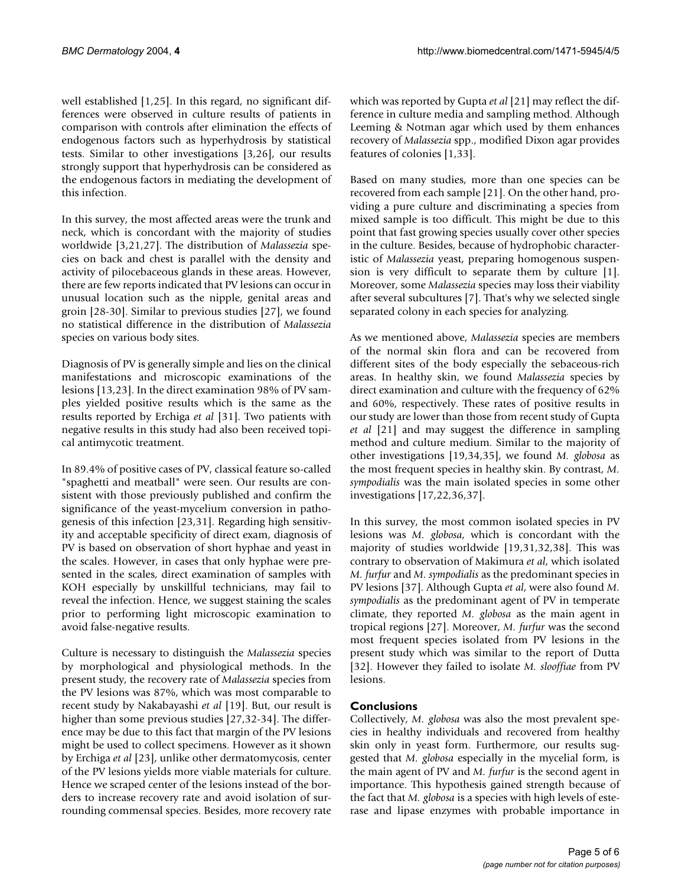well established [1,25]. In this regard, no significant differences were observed in culture results of patients in comparison with controls after elimination the effects of endogenous factors such as hyperhydrosis by statistical tests. Similar to other investigations [3,26], our results strongly support that hyperhydrosis can be considered as the endogenous factors in mediating the development of this infection.

In this survey, the most affected areas were the trunk and neck, which is concordant with the majority of studies worldwide [3,21,27]. The distribution of *Malassezia* species on back and chest is parallel with the density and activity of pilocebaceous glands in these areas. However, there are few reports indicated that PV lesions can occur in unusual location such as the nipple, genital areas and groin [28-30]. Similar to previous studies [27], we found no statistical difference in the distribution of *Malassezia* species on various body sites.

Diagnosis of PV is generally simple and lies on the clinical manifestations and microscopic examinations of the lesions [13,23]. In the direct examination 98% of PV samples yielded positive results which is the same as the results reported by Erchiga *et al* [31]. Two patients with negative results in this study had also been received topical antimycotic treatment.

In 89.4% of positive cases of PV, classical feature so-called "spaghetti and meatball" were seen. Our results are consistent with those previously published and confirm the significance of the yeast-mycelium conversion in pathogenesis of this infection [23,31]. Regarding high sensitivity and acceptable specificity of direct exam, diagnosis of PV is based on observation of short hyphae and yeast in the scales. However, in cases that only hyphae were presented in the scales, direct examination of samples with KOH especially by unskillful technicians, may fail to reveal the infection. Hence, we suggest staining the scales prior to performing light microscopic examination to avoid false-negative results.

Culture is necessary to distinguish the *Malassezia* species by morphological and physiological methods. In the present study, the recovery rate of *Malassezia* species from the PV lesions was 87%, which was most comparable to recent study by Nakabayashi *et al* [19]. But, our result is higher than some previous studies [27,32-34]. The difference may be due to this fact that margin of the PV lesions might be used to collect specimens. However as it shown by Erchiga *et al* [23], unlike other dermatomycosis, center of the PV lesions yields more viable materials for culture. Hence we scraped center of the lesions instead of the borders to increase recovery rate and avoid isolation of surrounding commensal species. Besides, more recovery rate which was reported by Gupta *et al* [21] may reflect the difference in culture media and sampling method. Although Leeming & Notman agar which used by them enhances recovery of *Malassezia* spp., modified Dixon agar provides features of colonies [1,33].

Based on many studies, more than one species can be recovered from each sample [21]. On the other hand, providing a pure culture and discriminating a species from mixed sample is too difficult. This might be due to this point that fast growing species usually cover other species in the culture. Besides, because of hydrophobic characteristic of *Malassezia* yeast, preparing homogenous suspension is very difficult to separate them by culture [1]. Moreover, some *Malassezia* species may loss their viability after several subcultures [7]. That's why we selected single separated colony in each species for analyzing.

As we mentioned above, *Malassezia* species are members of the normal skin flora and can be recovered from different sites of the body especially the sebaceous-rich areas. In healthy skin, we found *Malassezia* species by direct examination and culture with the frequency of 62% and 60%, respectively. These rates of positive results in our study are lower than those from recent study of Gupta *et al* [21] and may suggest the difference in sampling method and culture medium. Similar to the majority of other investigations [19,34,35], we found *M. globosa* as the most frequent species in healthy skin. By contrast, *M. sympodialis* was the main isolated species in some other investigations [17,22,36,37].

In this survey, the most common isolated species in PV lesions was *M. globosa*, which is concordant with the majority of studies worldwide [19,31,32,38]. This was contrary to observation of Makimura *et al*, which isolated *M. furfur* and *M. sympodialis* as the predominant species in PV lesions [37]. Although Gupta *et al*, were also found *M. sympodialis* as the predominant agent of PV in temperate climate, they reported *M. globosa* as the main agent in tropical regions [27]. Moreover, *M. furfur* was the second most frequent species isolated from PV lesions in the present study which was similar to the report of Dutta [32]. However they failed to isolate *M. slooffiae* from PV lesions.

## Conclusions

Collectively, *M. globosa* was also the most prevalent species in healthy individuals and recovered from healthy skin only in yeast form. Furthermore, our results suggested that *M. globosa* especially in the mycelial form, is the main agent of PV and *M. furfur* is the second agent in importance. This hypothesis gained strength because of the fact that *M. globosa* is a species with high levels of esterase and lipase enzymes with probable importance in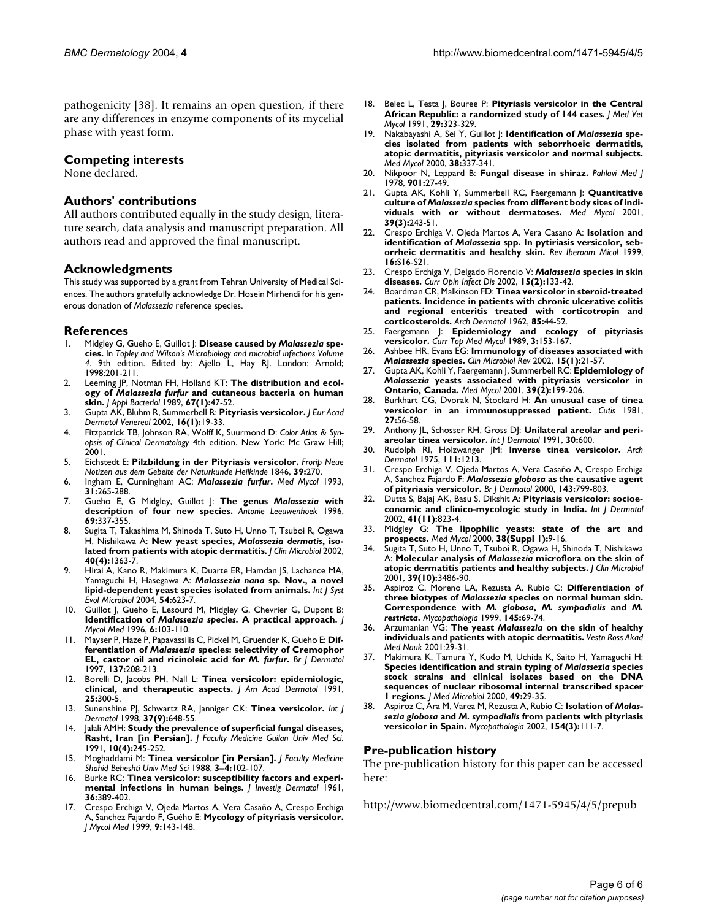pathogenicity [38]. It remains an open question, if there are any differences in enzyme components of its mycelial phase with yeast form.

## Competing interests

None declared.

## Authors' contributions

All authors contributed equally in the study design, literature search, data analysis and manuscript preparation. All authors read and approved the final manuscript.

## Acknowledgments

This study was supported by a grant from Tehran University of Medical Sciences. The authors gratefully acknowledge Dr. Hosein Mirhendi for his generous donation of *Malassezia* reference species.

## References

1. Midgley G, Gueho E, Guillot J: **Disease caused by *Malassezia* species.** In *Topley and Wilson's Microbiology and microbial infections Volume 4*. 9th edition. Edited by: Ajello L, Hay RJ. London: Arnold; 1998:201-211.
2. Leeming JP, Notman FH, Holland KT: **The distribution and ecology of *Malassezia furfur* and cutaneous bacteria on human skin.** *J Appl Bacteriol* 1989, **67(1):**47-52.
3. Gupta AK, Bluhm R, Summerbell R: **Pityriasis versicolor.** *J Eur Acad Dermatol Venereol* 2002, **16(1):**19-33.
4. Fitzpatrick TB, Johnson RA, Wolff K, Suurmond D: *Color Atlas & Synopsis of Clinical Dermatology* 4th edition. New York: Mc Graw Hill; 2001.
5. Eichstedt E: **Pilzbildung in der Pityriasis versicolor.** *Frorip Neue Notizen aus dem Gebeite der Naturkunde Heilkinde* 1846, **39:**270.
6. Ingham E, Cunningham AC: ***Malassezia furfur*.** *Med Mycol* 1993, **31:**265-288.
7. Gueho E, G Midgley, Guillot J: **The genus *Malassezia* with description of four new species.** *Antonie Leeuwenhoek* 1996, **69:**337-355.
8. Sugita T, Takashima M, Shinoda T, Suto H, Unno T, Tsuboi R, Ogawa H, Nishikawa A: **New yeast species, *Malassezia dermatis*, isolated from patients with atopic dermatitis.** *J Clin Microbiol* 2002, **40(4):**1363-7.
9. Hirai A, Kano R, Makimura K, Duarte ER, Hamdan JS, Lachance MA, Yamaguchi H, Hasegawa A: ***Malassezia nana* sp. Nov., a novel lipid-dependent yeast species isolated from animals.** *Int J Syst Evol Microbiol* 2004, **54:**623-7.
10. Guillot J, Gueho E, Lesourd M, Midgley G, Chevrier G, Dupont B: **Identification of *Malassezia species*. A practical approach.** *J Mycol Med* 1996, **6:**103-110.
11. Mayser P, Haze P, Papavassilis C, Pickel M, Gruender K, Gueho E: **Differentiation of *Malassezia* species: selectivity of Cremophor EL, castor oil and ricinoleic acid for *M. furfur*.** *Br J Dermatol* 1997, **137:**208-213.
12. Borelli D, Jacobs PH, Nall L: **Tinea versicolor: epidemiologic, clinical, and therapeutic aspects.** *J Am Acad Dermatol* 1991, **25:**300-5.
13. Sunenshine PJ, Schwartz RA, Janniger CK: **Tinea versicolor.** *Int J Dermatol* 1998, **37(9):**648-55.
14. Jalali AMH: **Study the prevalence of superficial fungal diseases, Rasht, Iran [in Persian].** *J Faculty Medicine Guilan Univ Med Sci.* 1991, **10(4):**245-252.
15. Moghaddami M: **Tinea versicolor [in Persian].** *J Faculty Medicine Shahid Beheshti Univ Med Sci* 1988, **3–4:**102-107.
16. Burke RC: **Tinea versicolor: susceptibility factors and experimental infections in human beings.** *J Investig Dermatol* 1961, **36:**389-402.
17. Crespo Erchiga V, Ojeda Martos A, Vera Casaño A, Crespo Erchiga A, Sanchez Fajardo F, Guého E: **Mycology of pityriasis versicolor.** *J Mycol Med* 1999, **9:**143-148.
18. Belec L, Testa J, Bouree P: **Pityriasis versicolor in the Central African Republic: a randomized study of 144 cases.** *J Med Vet Mycol* 1991, **29:**323-329.
19. Nakabayashi A, Sei Y, Guillot J: **Identification of *Malassezia* species isolated from patients with seborrhoeic dermatitis, atopic dermatitis, pityriasis versicolor and normal subjects.** *Med Mycol* 2000, **38:**337-341.
20. Nikpoor N, Leppard B: **Fungal disease in shiraz.** *Pahlavi Med J* 1978, **901:**27-49.
21. Gupta AK, Kohli Y, Summerbell RC, Faergemann J: **Quantitative culture of *Malassezia* species from different body sites of individuals with or without dermatoses.** *Med Mycol* 2001, **39(3):**243-51.
22. Crespo Erchiga V, Ojeda Martos A, Vera Casano A: **Isolation and identification of *Malassezia* spp. In pytiriasis versicolor, seborrheic dermatitis and healthy skin.** *Rev Iberoam Micol* 1999, **16:**S16-S21.
23. Crespo Erchiga V, Delgado Florencio V: ***Malassezia* species in skin diseases.** *Curr Opin Infect Dis* 2002, **15(2):**133-42.
24. Boardman CR, Malkinson FD: **Tinea versicolor in steroid-treated patients. Incidence in patients with chronic ulcerative colitis and regional enteritis treated with corticotropin and corticosteroids.** *Arch Dermatol* 1962, **85:**44-52.
25. Faergemann J: **Epidemiology and ecology of pityriasis versicolor.** *Curr Top Med Mycol* 1989, **3:**153-167.
26. Ashbee HR, Evans EG: **Immunology of diseases associated with *Malassezia* species.** *Clin Microbiol Rev* 2002, **15(1):**21-57.
27. Gupta AK, Kohli Y, Faergemann J, Summerbell RC: **Epidemiology of *Malassezia* yeasts associated with pityriasis versicolor in Ontario, Canada.** *Med Mycol* 2001, **39(2):**199-206.
28. Burkhart CG, Dvorak N, Stockard H: **An unusual case of tinea versicolor in an immunosuppressed patient.** *Cutis* 1981, **27:**56-58.
29. Anthony JL, Schosser RH, Gross DJ: **Unilateral areolar and periareolar tinea versicolor.** *Int J Dermatol* 1991, **30:**600.
30. Rudolph RI, Holzwanger JM: **Inverse tinea versicolor.** *Arch Dermatol* 1975, **111:**1213.
31. Crespo Erchiga V, Ojeda Martos A, Vera Casaño A, Crespo Erchiga A, Sanchez Fajardo F: ***Malassezia globosa* as the causative agent of pityriasis versicolor.** *Br J Dermatol* 2000, **143:**799-803.
32. Dutta S, Bajaj AK, Basu S, Dikshit A: **Pityriasis versicolor: socioeconomic and clinico-mycologic study in India.** *Int J Dermatol* 2002, **41(11):**823-4.
33. Midgley G: **The lipophilic yeasts: state of the art and prospects.** *Med Mycol* 2000, **38(Suppl 1):**9-16.
34. Sugita T, Suto H, Unno T, Tsuboi R, Ogawa H, Shinoda T, Nishikawa A: **Molecular analysis of *Malassezia* microflora on the skin of atopic dermatitis patients and healthy subjects.** *J Clin Microbiol* 2001, **39(10):**3486-90.
35. Aspiroz C, Moreno LA, Rezusta A, Rubio C: **Differentiation of three biotypes of *Malassezia* species on normal human skin. Correspondence with *M. globosa*, *M. sympodialis* and *M. restricta*.** *Mycopathologia* 1999, **145:**69-74.
36. Arzumanian VG: **The yeast *Malassezia* on the skin of healthy individuals and patients with atopic dermatitis.** *Vestn Ross Akad Med Nauk* 2001:29-31.
37. Makimura K, Tamura Y, Kudo M, Uchida K, Saito H, Yamaguchi H: **Species identification and strain typing of *Malassezia* species stock strains and clinical isolates based on the DNA sequences of nuclear ribosomal internal transcribed spacer 1 regions.** *J Med Microbiol* 2000, **49:**29-35.
38. Aspiroz C, Ara M, Varea M, Rezusta A, Rubio C: **Isolation of *Malassezia globosa* and *M. sympodialis* from patients with pityriasis versicolor in Spain.** *Mycopathologia* 2002, **154(3):**111-7.

## Pre-publication history

The pre-publication history for this paper can be accessed here:

http://www.biomedcentral.com/1471-5945/4/5/prepub